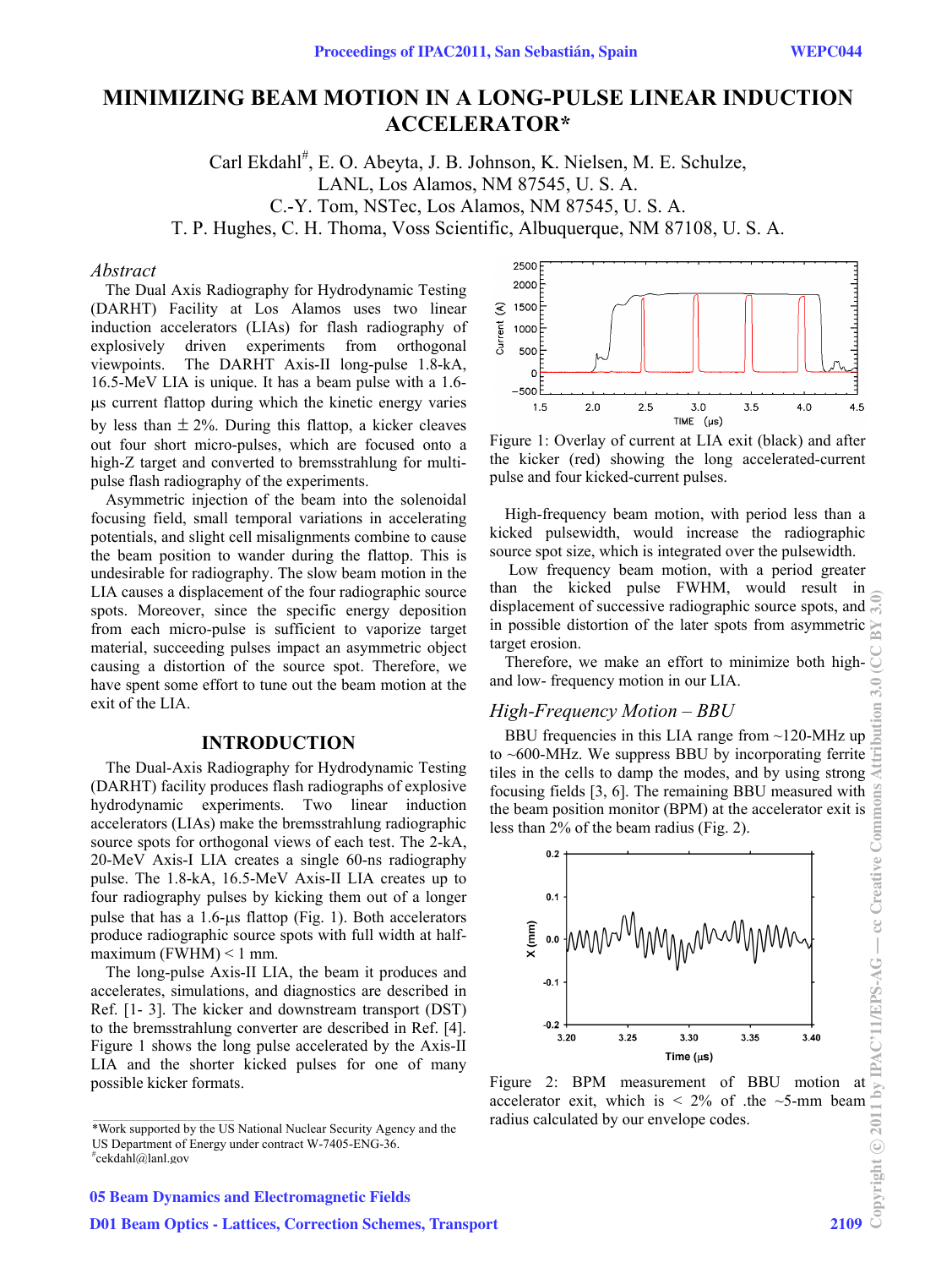# MINIMIZING BEAM MOTION IN A LONG-PULSE LINEAR INDUCTION ACCELERATOR*

Carl Ekdahl[#], E. O. Abeyta, J. B. Johnson, K. Nielsen, M. E. Schulze,
LANL, Los Alamos, NM 87545, U. S. A.
C.-Y. Tom, NSTec, Los Alamos, NM 87545, U. S. A.
T. P. Hughes, C. H. Thoma, Voss Scientific, Albuquerque, NM 87108, U. S. A.

## *Abstract*

The Dual Axis Radiography for Hydrodynamic Testing (DARHT) Facility at Los Alamos uses two linear induction accelerators (LIAs) for flash radiography of explosively driven experiments from orthogonal viewpoints. The DARHT Axis-II long-pulse 1.8-kA, 16.5-MeV LIA is unique. It has a beam pulse with a 1.6-μs current flattop during which the kinetic energy varies by less than ± 2%. During this flattop, a kicker cleaves out four short micro-pulses, which are focused onto a high-Z target and converted to bremsstrahlung for multi-pulse flash radiography of the experiments.

Asymmetric injection of the beam into the solenoidal focusing field, small temporal variations in accelerating potentials, and slight cell misalignments combine to cause the beam position to wander during the flattop. This is undesirable for radiography. The slow beam motion in the LIA causes a displacement of the four radiographic source spots. Moreover, since the specific energy deposition from each micro-pulse is sufficient to vaporize target material, succeeding pulses impact an asymmetric object causing a distortion of the source spot. Therefore, we have spent some effort to tune out the beam motion at the exit of the LIA.

## INTRODUCTION

The Dual-Axis Radiography for Hydrodynamic Testing (DARHT) facility produces flash radiographs of explosive hydrodynamic experiments. Two linear induction accelerators (LIAs) make the bremsstrahlung radiographic source spots for orthogonal views of each test. The 2-kA, 20-MeV Axis-I LIA creates a single 60-ns radiography pulse. The 1.8-kA, 16.5-MeV Axis-II LIA creates up to four radiography pulses by kicking them out of a longer pulse that has a 1.6-μs flattop (Fig. 1). Both accelerators produce radiographic source spots with full width at half-maximum (FWHM) < 1 mm.

The long-pulse Axis-II LIA, the beam it produces and accelerates, simulations, and diagnostics are described in Ref. [1- 3]. The kicker and downstream transport (DST) to the bremsstrahlung converter are described in Ref. [4]. Figure 1 shows the long pulse accelerated by the Axis-II LIA and the shorter kicked pulses for one of many possible kicker formats.

Figure 1: Overlay of current at LIA exit (black) and after the kicker (red) showing the long accelerated-current pulse and four kicked-current pulses.

High-frequency beam motion, with period less than a kicked pulsewidth, would increase the radiographic source spot size, which is integrated over the pulsewidth.

Low frequency beam motion, with a period greater than the kicked pulse FWHM, would result in displacement of successive radiographic source spots, and in possible distortion of the later spots from asymmetric target erosion.

Therefore, we make an effort to minimize both high- and low- frequency motion in our LIA.

### *High-Frequency Motion – BBU*

BBU frequencies in this LIA range from ~120-MHz up to ~600-MHz. We suppress BBU by incorporating ferrite tiles in the cells to damp the modes, and by using strong focusing fields [3, 6]. The remaining BBU measured with the beam position monitor (BPM) at the accelerator exit is less than 2% of the beam radius (Fig. 2).

Figure 2: BPM measurement of BBU motion at accelerator exit, which is < 2% of .the ~5-mm beam radius calculated by our envelope codes.

*Work supported by the US National Nuclear Security Agency and the US Department of Energy under contract W-7405-ENG-36.
[#]cekdahl@lanl.gov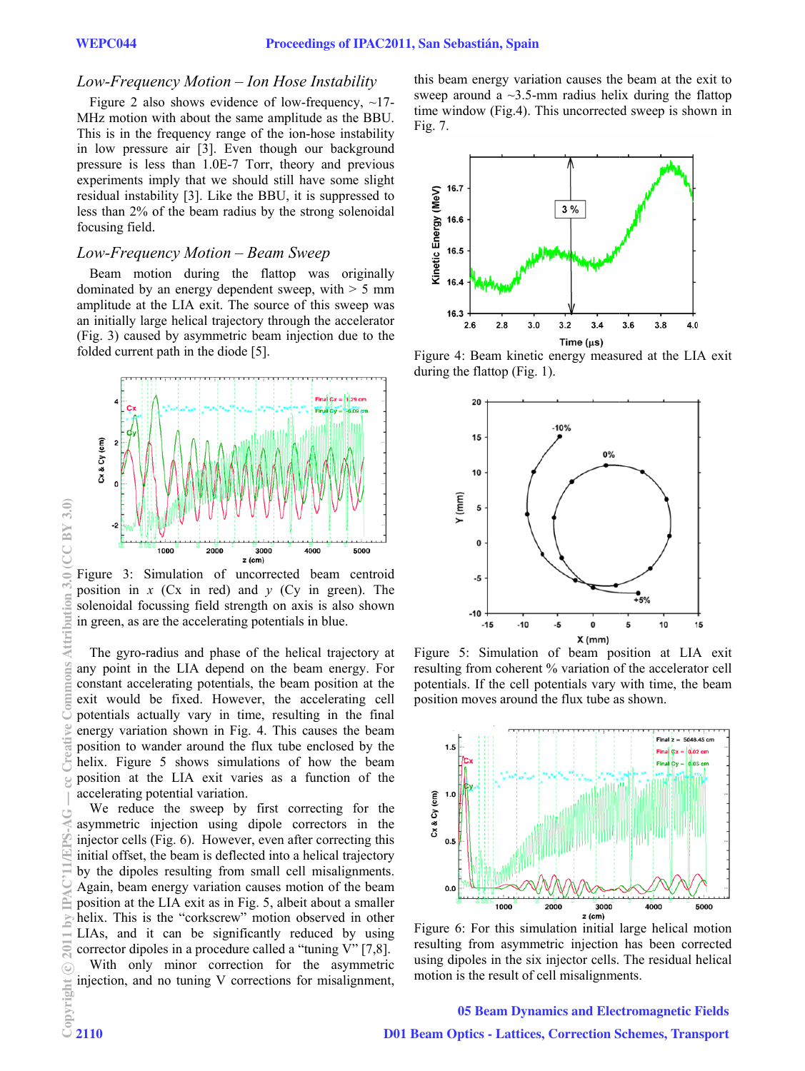### *Low-Frequency Motion – Ion Hose Instability*

Figure 2 also shows evidence of low-frequency, ~17-MHz motion with about the same amplitude as the BBU. This is in the frequency range of the ion-hose instability in low pressure air [3]. Even though our background pressure is less than 1.0E-7 Torr, theory and previous experiments imply that we should still have some slight residual instability [3]. Like the BBU, it is suppressed to less than 2% of the beam radius by the strong solenoidal focusing field.

### *Low-Frequency Motion – Beam Sweep*

Beam motion during the flattop was originally dominated by an energy dependent sweep, with > 5 mm amplitude at the LIA exit. The source of this sweep was an initially large helical trajectory through the accelerator (Fig. 3) caused by asymmetric beam injection due to the folded current path in the diode [5].

Figure 3: Simulation of uncorrected beam centroid position in $x$ (Cx in red) and $y$ (Cy in green). The solenoidal focussing field strength on axis is also shown in green, as are the accelerating potentials in blue.

The gyro-radius and phase of the helical trajectory at any point in the LIA depend on the beam energy. For constant accelerating potentials, the beam position at the exit would be fixed. However, the accelerating cell potentials actually vary in time, resulting in the final energy variation shown in Fig. 4. This causes the beam position to wander around the flux tube enclosed by the helix. Figure 5 shows simulations of how the beam position at the LIA exit varies as a function of the accelerating potential variation.

We reduce the sweep by first correcting for the asymmetric injection using dipole correctors in the injector cells (Fig. 6). However, even after correcting this initial offset, the beam is deflected into a helical trajectory by the dipoles resulting from small cell misalignments. Again, beam energy variation causes motion of the beam position at the LIA exit as in Fig. 5, albeit about a smaller helix. This is the "corkscrew" motion observed in other LIAs, and it can be significantly reduced by using corrector dipoles in a procedure called a "tuning V" [7,8].

With only minor correction for the asymmetric injection, and no tuning V corrections for misalignment, this beam energy variation causes the beam at the exit to sweep around a ~3.5-mm radius helix during the flattop time window (Fig.4). This uncorrected sweep is shown in Fig. 7.

Figure 4: Beam kinetic energy measured at the LIA exit during the flattop (Fig. 1).

Figure 5: Simulation of beam position at LIA exit resulting from coherent % variation of the accelerator cell potentials. If the cell potentials vary with time, the beam position moves around the flux tube as shown.

Figure 6: For this simulation initial large helical motion resulting from asymmetric injection has been corrected using dipoles in the six injector cells. The residual helical motion is the result of cell misalignments.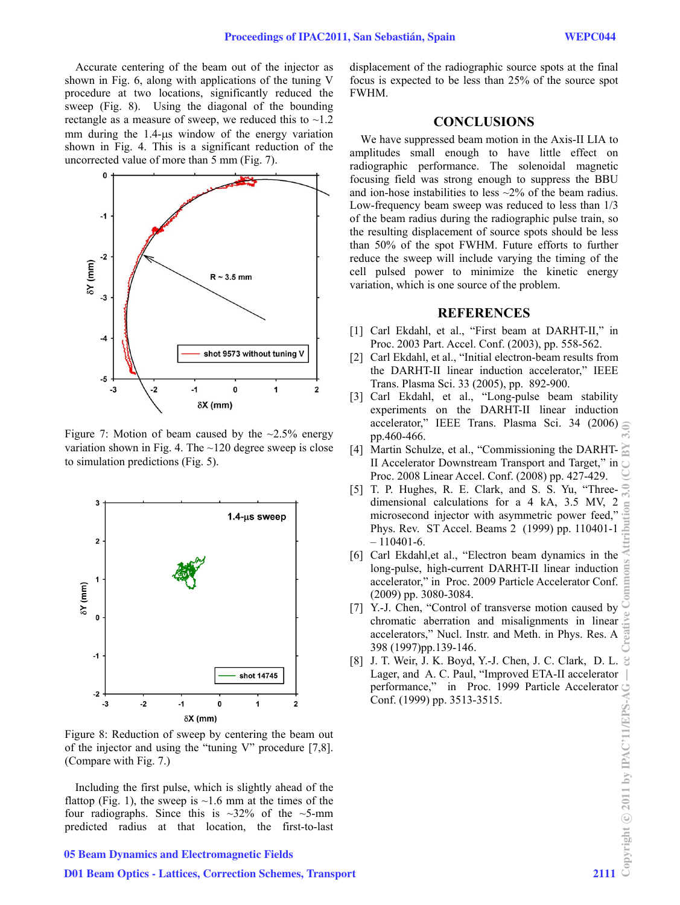Accurate centering of the beam out of the injector as shown in Fig. 6, along with applications of the tuning V procedure at two locations, significantly reduced the sweep (Fig. 8). Using the diagonal of the bounding rectangle as a measure of sweep, we reduced this to ~1.2 mm during the 1.4-µs window of the energy variation shown in Fig. 4. This is a significant reduction of the uncorrected value of more than 5 mm (Fig. 7).

0
-1
-2
-3
-4
-5
-3
-2
-1
0
1
2
δY (mm)
δX (mm)
R ~ 3.5 mm
shot 9573 without tuning V

Figure 7: Motion of beam caused by the ~2.5% energy variation shown in Fig. 4. The ~120 degree sweep is close to simulation predictions (Fig. 5).

3
2
1
0
-1
-2
-3
-2
-1
0
1
2
δY (mm)
δX (mm)
1.4-µs sweep
shot 14745

Figure 8: Reduction of sweep by centering the beam out of the injector and using the "tuning V" procedure [7,8]. (Compare with Fig. 7.)

Including the first pulse, which is slightly ahead of the flattop (Fig. 1), the sweep is ~1.6 mm at the times of the four radiographs. Since this is ~32% of the ~5-mm predicted radius at that location, the first-to-last displacement of the radiographic source spots at the final focus is expected to be less than 25% of the source spot FWHM.

## CONCLUSIONS

We have suppressed beam motion in the Axis-II LIA to amplitudes small enough to have little effect on radiographic performance. The solenoidal magnetic focusing field was strong enough to suppress the BBU and ion-hose instabilities to less ~2% of the beam radius. Low-frequency beam sweep was reduced to less than 1/3 of the beam radius during the radiographic pulse train, so the resulting displacement of source spots should be less than 50% of the spot FWHM. Future efforts to further reduce the sweep will include varying the timing of the cell pulsed power to minimize the kinetic energy variation, which is one source of the problem.

## REFERENCES

[1] Carl Ekdahl, et al., "First beam at DARHT-II," in Proc. 2003 Part. Accel. Conf. (2003), pp. 558-562.

[2] Carl Ekdahl, et al., "Initial electron-beam results from the DARHT-II linear induction accelerator," IEEE Trans. Plasma Sci. 33 (2005), pp. 892-900.

[3] Carl Ekdahl, et al., "Long-pulse beam stability experiments on the DARHT-II linear induction accelerator," IEEE Trans. Plasma Sci. 34 (2006) pp.460-466.

[4] Martin Schulze, et al., "Commissioning the DARHT-II Accelerator Downstream Transport and Target," in Proc. 2008 Linear Accel. Conf. (2008) pp. 427-429.

[5] T. P. Hughes, R. E. Clark, and S. S. Yu, "Three-dimensional calculations for a 4 kA, 3.5 MV, 2 microsecond injector with asymmetric power feed," Phys. Rev. ST Accel. Beams 2 (1999) pp. 110401-1 – 110401-6.

[6] Carl Ekdahl,et al., "Electron beam dynamics in the long-pulse, high-current DARHT-II linear induction accelerator," in Proc. 2009 Particle Accelerator Conf. (2009) pp. 3080-3084.

[7] Y.-J. Chen, "Control of transverse motion caused by chromatic aberration and misalignments in linear accelerators," Nucl. Instr. and Meth. in Phys. Res. A 398 (1997)pp.139-146.

[8] J. T. Weir, J. K. Boyd, Y.-J. Chen, J. C. Clark, D. L. Lager, and A. C. Paul, "Improved ETA-II accelerator performance," in Proc. 1999 Particle Accelerator Conf. (1999) pp. 3513-3515.